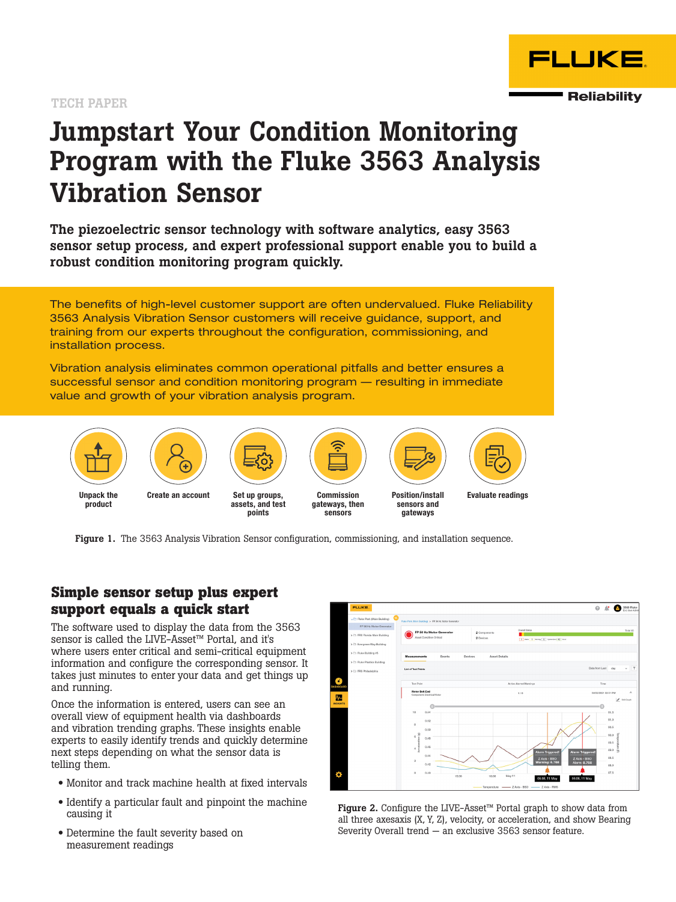TECH PAPER

# Jumpstart Your Condition Monitoring Program with the Fluke 3563 Analysis Vibration Sensor

**The piezoelectric sensor technology with software analytics, easy 3563 sensor setup process, and expert professional support enable you to build a robust condition monitoring program quickly.**

The benefits of high-level customer support are often undervalued. Fluke Reliability 3563 Analysis Vibration Sensor customers will receive guidance, support, and training from our experts throughout the configuration, commissioning, and installation process.

Vibration analysis eliminates common operational pitfalls and better ensures a successful sensor and condition monitoring program — resulting in immediate value and growth of your vibration analysis program.

- Unpack the product
- Create an account
- Set up groups, assets, and test points
- Commission gateways, then sensors
- Position/install sensors and gateways
- Evaluate readings

**Figure 1.** The 3563 Analysis Vibration Sensor configuration, commissioning, and installation sequence.

## Simple sensor setup plus expert support equals a quick start

The software used to display the data from the 3563 sensor is called the LIVE-Asset™ Portal, and it's where users enter critical and semi-critical equipment information and configure the corresponding sensor. It takes just minutes to enter your data and get things up and running.

Once the information is entered, users can see an overall view of equipment health via dashboards and vibration trending graphs. These insights enable experts to easily identify trends and quickly determine next steps depending on what the sensor data is telling them.

- Monitor and track machine health at fixed intervals
- Identify a particular fault and pinpoint the machine causing it
- Determine the fault severity based on measurement readings

**Figure 2.** Configure the LIVE-Asset™ Portal graph to show data from all three axesaxis (X, Y, Z), velocity, or acceleration, and show Bearing Severity Overall trend — an exclusive 3563 sensor feature.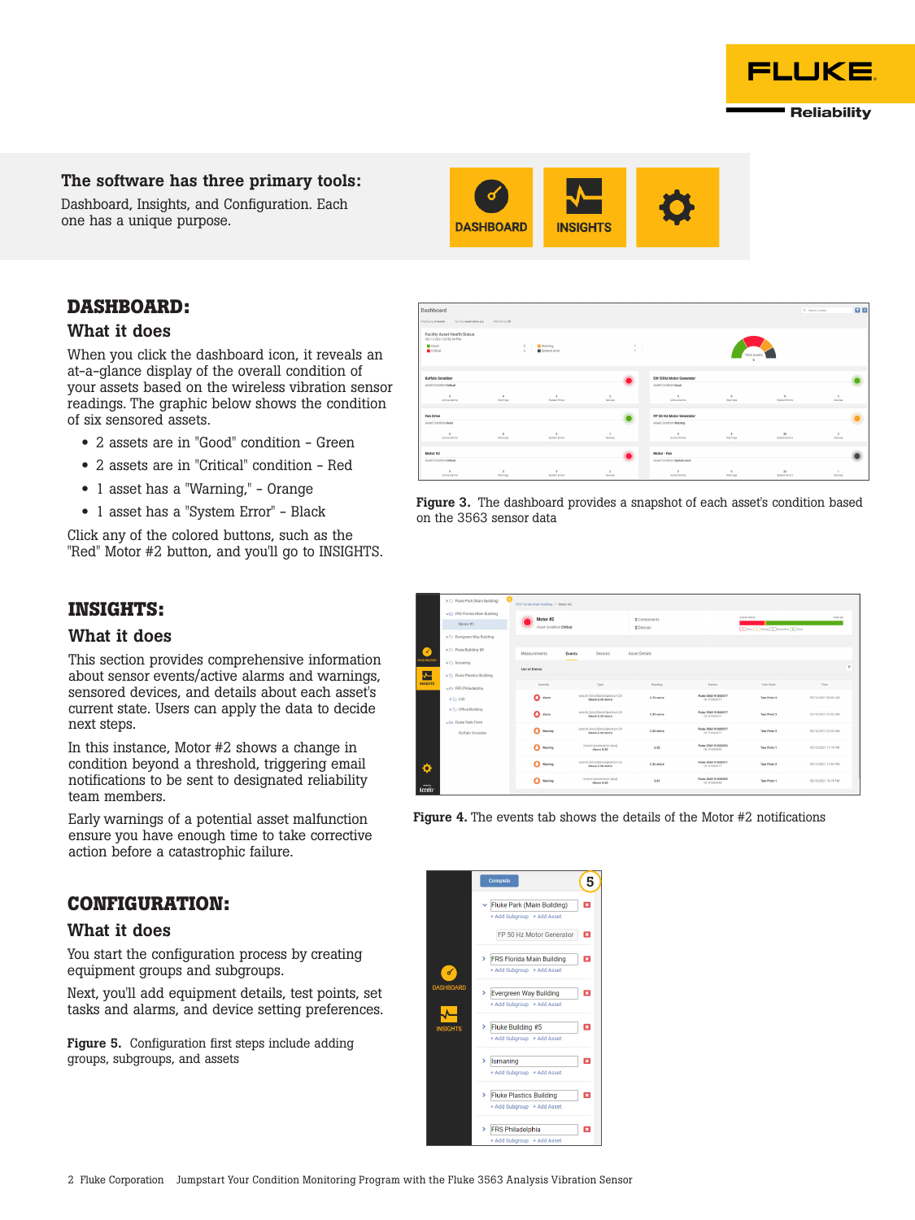**The software has three primary tools:**

Dashboard, Insights, and Configuration. Each one has a unique purpose.

## DASHBOARD:

### What it does

When you click the dashboard icon, it reveals an at-a-glance display of the overall condition of your assets based on the wireless vibration sensor readings. The graphic below shows the condition of six sensored assets.

- 2 assets are in "Good" condition – Green
- 2 assets are in "Critical" condition – Red
- 1 asset has a "Warning," – Orange
- 1 asset has a "System Error" – Black

Click any of the colored buttons, such as the "Red" Motor #2 button, and you'll go to INSIGHTS.

**Figure 3.** The dashboard provides a snapshot of each asset's condition based on the 3563 sensor data

## INSIGHTS:

### What it does

This section provides comprehensive information about sensor events/active alarms and warnings, sensored devices, and details about each asset's current state. Users can apply the data to decide next steps.

In this instance, Motor #2 shows a change in condition beyond a threshold, triggering email notifications to be sent to designated reliability team members.

Early warnings of a potential asset malfunction ensure you have enough time to take corrective action before a catastrophic failure.

**Figure 4.** The events tab shows the details of the Motor #2 notifications

## CONFIGURATION:

### What it does

You start the configuration process by creating equipment groups and subgroups.

Next, you'll add equipment details, test points, set tasks and alarms, and device setting preferences.

**Figure 5.** Configuration first steps include adding groups, subgroups, and assets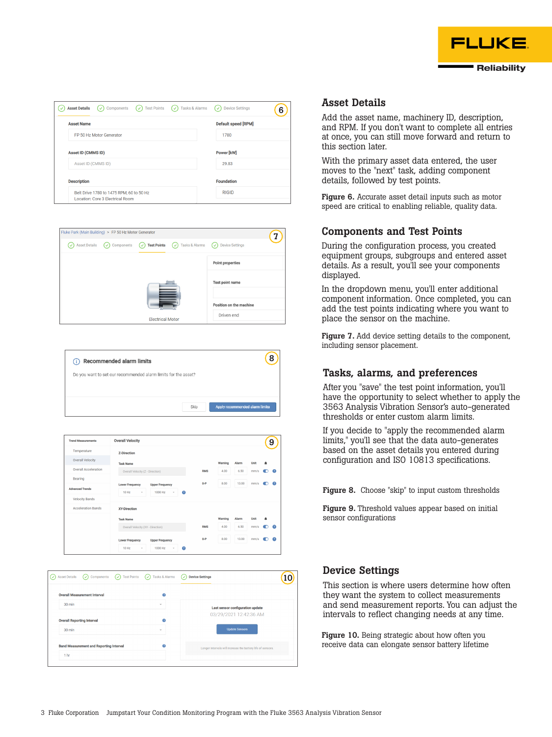## Asset Details

Add the asset name, machinery ID, description, and RPM. If you don't want to complete all entries at once, you can still move forward and return to this section later.

With the primary asset data entered, the user moves to the "next" task, adding component details, followed by test points.

**Figure 6.** Accurate asset detail inputs such as motor speed are critical to enabling reliable, quality data.

## Components and Test Points

During the configuration process, you created equipment groups, subgroups and entered asset details. As a result, you'll see your components displayed.

In the dropdown menu, you'll enter additional component information. Once completed, you can add the test points indicating where you want to place the sensor on the machine.

**Figure 7.** Add device setting details to the component, including sensor placement.

## Tasks, alarms, and preferences

After you "save" the test point information, you'll have the opportunity to select whether to apply the 3563 Analysis Vibration Sensor's auto-generated thresholds or enter custom alarm limits.

If you decide to "apply the recommended alarm limits," you'll see that the data auto-generates based on the asset details you entered during configuration and ISO 10813 specifications.

**Figure 8.** Choose "skip" to input custom thresholds

**Figure 9.** Threshold values appear based on initial sensor configurations

## Device Settings

This section is where users determine how often they want the system to collect measurements and send measurement reports. You can adjust the intervals to reflect changing needs at any time.

**Figure 10.** Being strategic about how often you receive data can elongate sensor battery lifetime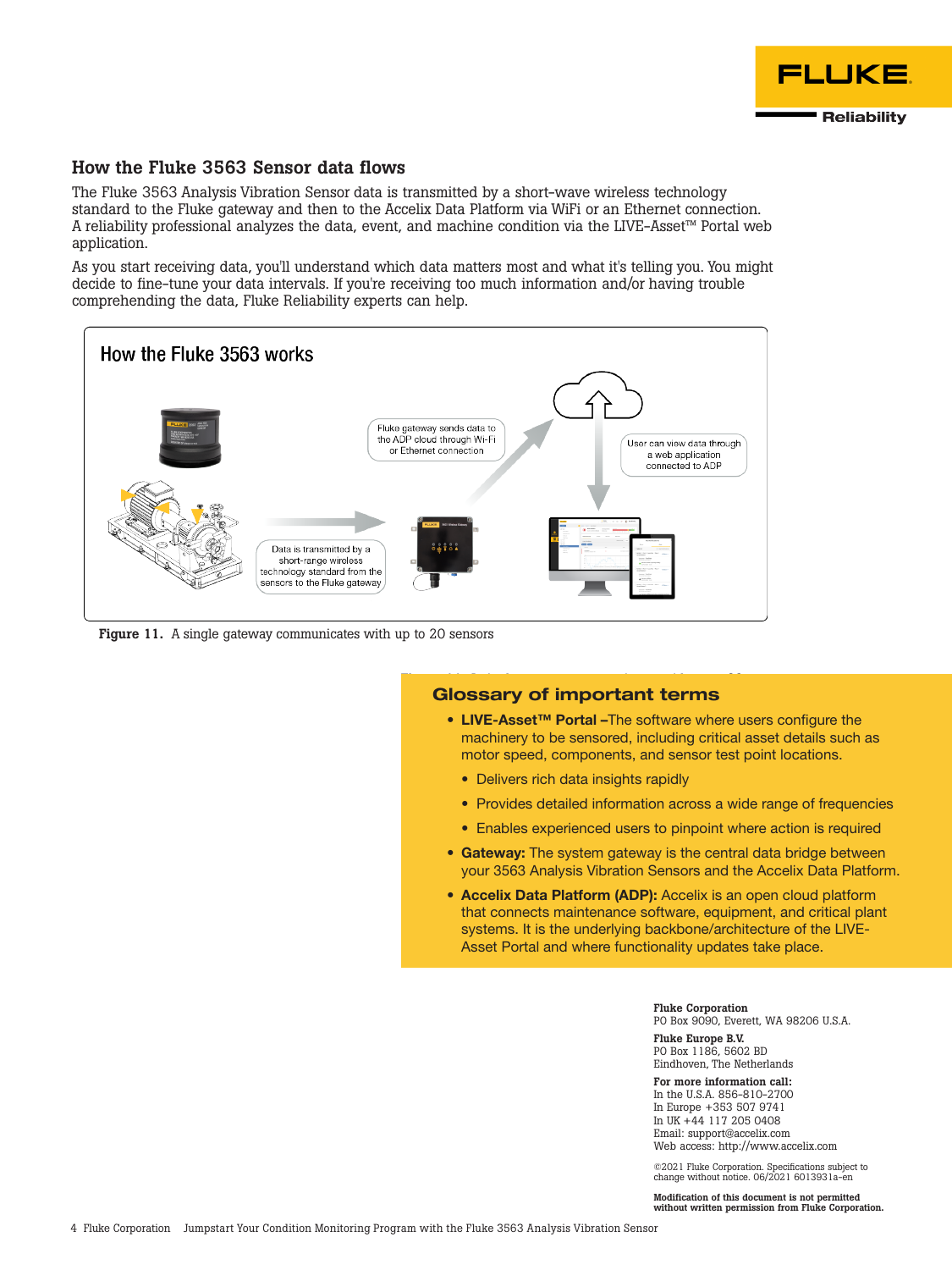## How the Fluke 3563 Sensor data flows

The Fluke 3563 Analysis Vibration Sensor data is transmitted by a short-wave wireless technology standard to the Fluke gateway and then to the Accelix Data Platform via WiFi or an Ethernet connection. A reliability professional analyzes the data, event, and machine condition via the LIVE-Asset™ Portal web application.

As you start receiving data, you'll understand which data matters most and what it's telling you. You might decide to fine-tune your data intervals. If you're receiving too much information and/or having trouble comprehending the data, Fluke Reliability experts can help.

How the Fluke 3563 works

Fluke gateway sends data to the ADP cloud through Wi-Fi or Ethernet connection

User can view data through a web application connected to ADP

Data is transmitted by a short-range wireless technology standard from the sensors to the Fluke gateway

**Figure 11.** A single gateway communicates with up to 20 sensors

## Glossary of important terms

- **LIVE-Asset™ Portal –**The software where users configure the machinery to be sensored, including critical asset details such as motor speed, components, and sensor test point locations.
  - Delivers rich data insights rapidly
  - Provides detailed information across a wide range of frequencies
  - Enables experienced users to pinpoint where action is required
- **Gateway:** The system gateway is the central data bridge between your 3563 Analysis Vibration Sensors and the Accelix Data Platform.
- **Accelix Data Platform (ADP):** Accelix is an open cloud platform that connects maintenance software, equipment, and critical plant systems. It is the underlying backbone/architecture of the LIVE-Asset Portal and where functionality updates take place.

**Fluke Corporation**
PO Box 9090, Everett, WA 98206 U.S.A.

**Fluke Europe B.V.**
PO Box 1186, 5602 BD
Eindhoven, The Netherlands

**For more information call:**
In the U.S.A. 856-810-2700
In Europe +353 507 9741
In UK +44 117 205 0408
Email: support@accelix.com
Web access: http://www.accelix.com

©2021 Fluke Corporation. Specifications subject to change without notice. 06/2021 6013931a-en

**Modification of this document is not permitted without written permission from Fluke Corporation.**